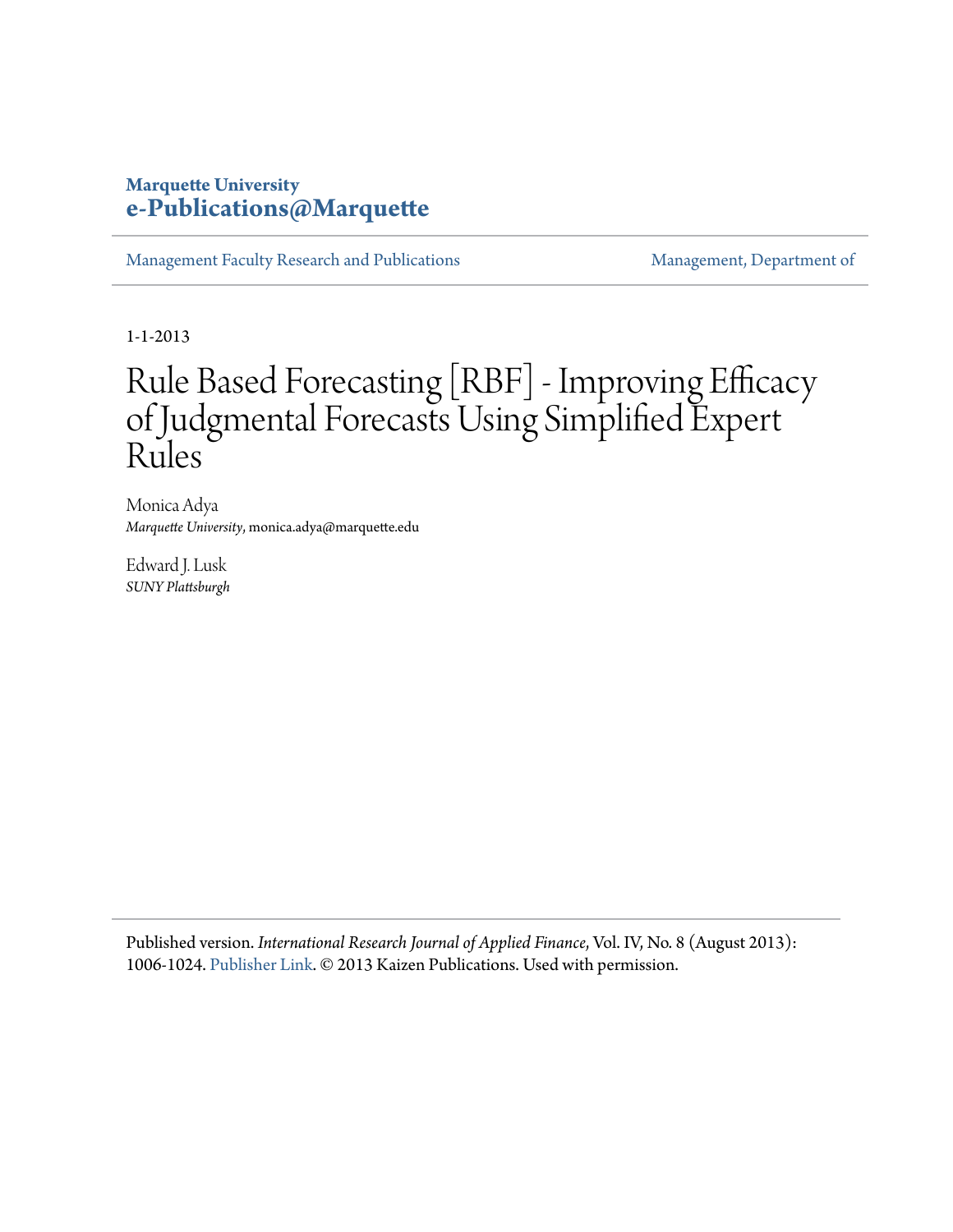Marquette University
**e-Publications@Marquette**

Management Faculty Research and Publications | Management, Department of

1-1-2013

# Rule Based Forecasting [RBF] - Improving Efficacy of Judgmental Forecasts Using Simplified Expert Rules

Monica Adya
*Marquette University*, monica.adya@marquette.edu

Edward J. Lusk
*SUNY Plattsburgh*

Published version. *International Research Journal of Applied Finance*, Vol. IV, No. 8 (August 2013): 1006-1024. Publisher Link. © 2013 Kaizen Publications. Used with permission.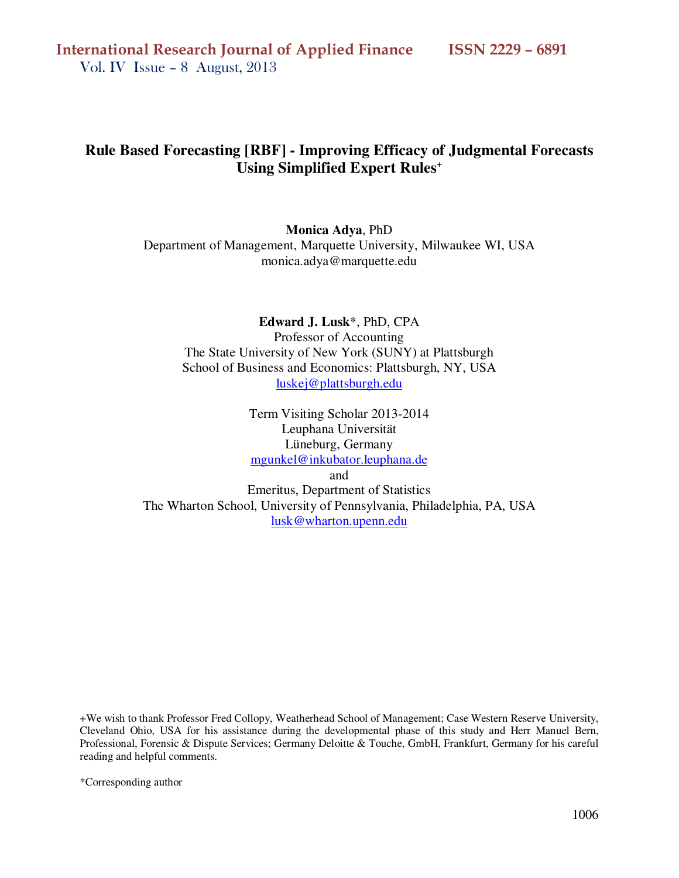# Rule Based Forecasting [RBF] - Improving Efficacy of Judgmental Forecasts Using Simplified Expert Rules+

**Monica Adya**, PhD
Department of Management, Marquette University, Milwaukee WI, USA
monica.adya@marquette.edu

**Edward J. Lusk***, PhD, CPA
Professor of Accounting
The State University of New York (SUNY) at Plattsburgh
School of Business and Economics: Plattsburgh, NY, USA
luskej@plattsburgh.edu

Term Visiting Scholar 2013-2014
Leuphana Universität
Lüneburg, Germany
mgunkel@inkubator.leuphana.de
and
Emeritus, Department of Statistics
The Wharton School, University of Pennsylvania, Philadelphia, PA, USA
lusk@wharton.upenn.edu

+We wish to thank Professor Fred Collopy, Weatherhead School of Management; Case Western Reserve University, Cleveland Ohio, USA for his assistance during the developmental phase of this study and Herr Manuel Bern, Professional, Forensic & Dispute Services; Germany Deloitte & Touche, GmbH, Frankfurt, Germany for his careful reading and helpful comments.

*Corresponding author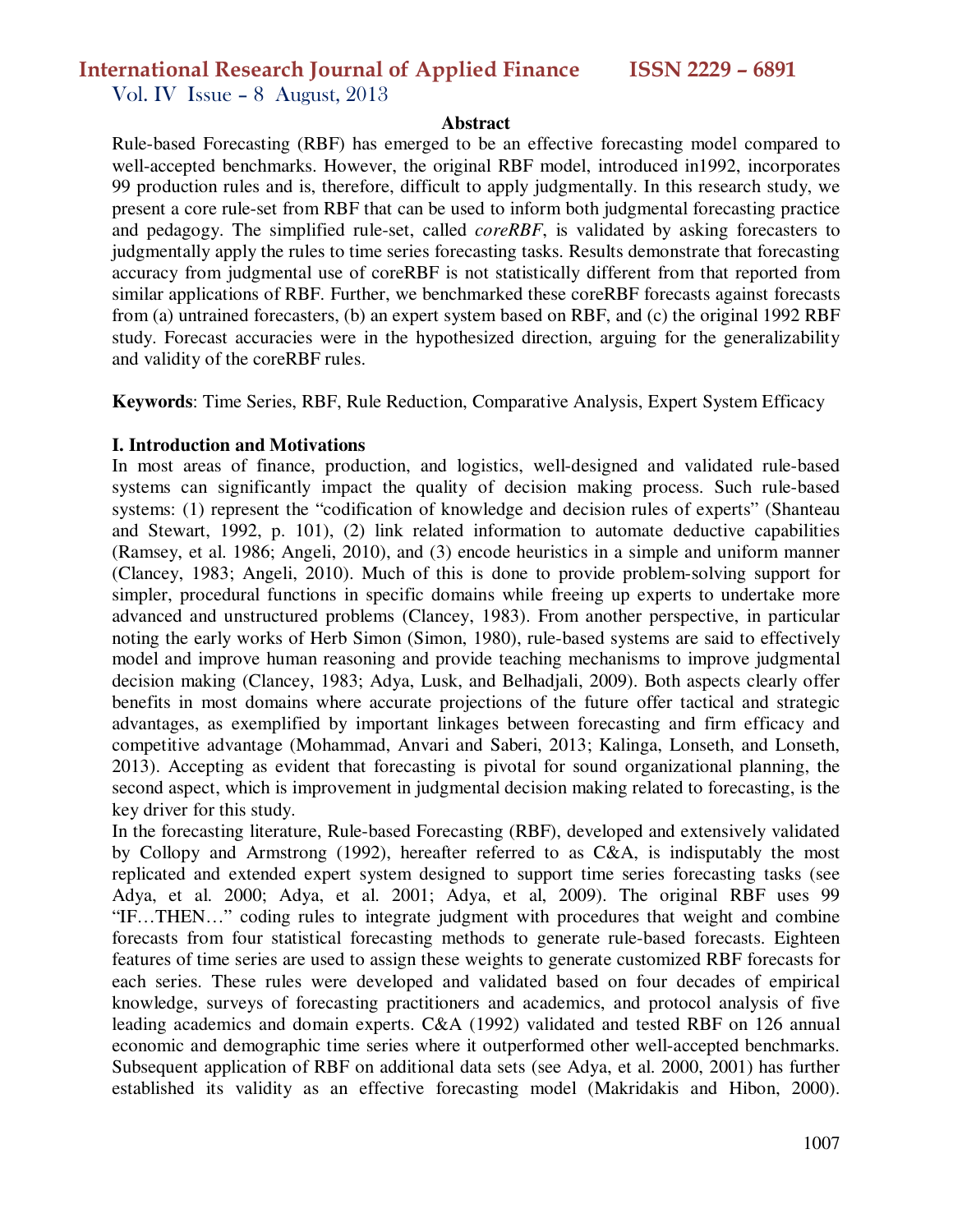## Abstract

Rule-based Forecasting (RBF) has emerged to be an effective forecasting model compared to well-accepted benchmarks. However, the original RBF model, introduced in1992, incorporates 99 production rules and is, therefore, difficult to apply judgmentally. In this research study, we present a core rule-set from RBF that can be used to inform both judgmental forecasting practice and pedagogy. The simplified rule-set, called *coreRBF*, is validated by asking forecasters to judgmentally apply the rules to time series forecasting tasks. Results demonstrate that forecasting accuracy from judgmental use of coreRBF is not statistically different from that reported from similar applications of RBF. Further, we benchmarked these coreRBF forecasts against forecasts from (a) untrained forecasters, (b) an expert system based on RBF, and (c) the original 1992 RBF study. Forecast accuracies were in the hypothesized direction, arguing for the generalizability and validity of the coreRBF rules.

**Keywords**: Time Series, RBF, Rule Reduction, Comparative Analysis, Expert System Efficacy

## I. Introduction and Motivations

In most areas of finance, production, and logistics, well-designed and validated rule-based systems can significantly impact the quality of decision making process. Such rule-based systems: (1) represent the "codification of knowledge and decision rules of experts" (Shanteau and Stewart, 1992, p. 101), (2) link related information to automate deductive capabilities (Ramsey, et al. 1986; Angeli, 2010), and (3) encode heuristics in a simple and uniform manner (Clancey, 1983; Angeli, 2010). Much of this is done to provide problem-solving support for simpler, procedural functions in specific domains while freeing up experts to undertake more advanced and unstructured problems (Clancey, 1983). From another perspective, in particular noting the early works of Herb Simon (Simon, 1980), rule-based systems are said to effectively model and improve human reasoning and provide teaching mechanisms to improve judgmental decision making (Clancey, 1983; Adya, Lusk, and Belhadjali, 2009). Both aspects clearly offer benefits in most domains where accurate projections of the future offer tactical and strategic advantages, as exemplified by important linkages between forecasting and firm efficacy and competitive advantage (Mohammad, Anvari and Saberi, 2013; Kalinga, Lonseth, and Lonseth, 2013). Accepting as evident that forecasting is pivotal for sound organizational planning, the second aspect, which is improvement in judgmental decision making related to forecasting, is the key driver for this study.

In the forecasting literature, Rule-based Forecasting (RBF), developed and extensively validated by Collopy and Armstrong (1992), hereafter referred to as C&A, is indisputably the most replicated and extended expert system designed to support time series forecasting tasks (see Adya, et al. 2000; Adya, et al. 2001; Adya, et al, 2009). The original RBF uses 99 "IF…THEN…" coding rules to integrate judgment with procedures that weight and combine forecasts from four statistical forecasting methods to generate rule-based forecasts. Eighteen features of time series are used to assign these weights to generate customized RBF forecasts for each series. These rules were developed and validated based on four decades of empirical knowledge, surveys of forecasting practitioners and academics, and protocol analysis of five leading academics and domain experts. C&A (1992) validated and tested RBF on 126 annual economic and demographic time series where it outperformed other well-accepted benchmarks. Subsequent application of RBF on additional data sets (see Adya, et al. 2000, 2001) has further established its validity as an effective forecasting model (Makridakis and Hibon, 2000).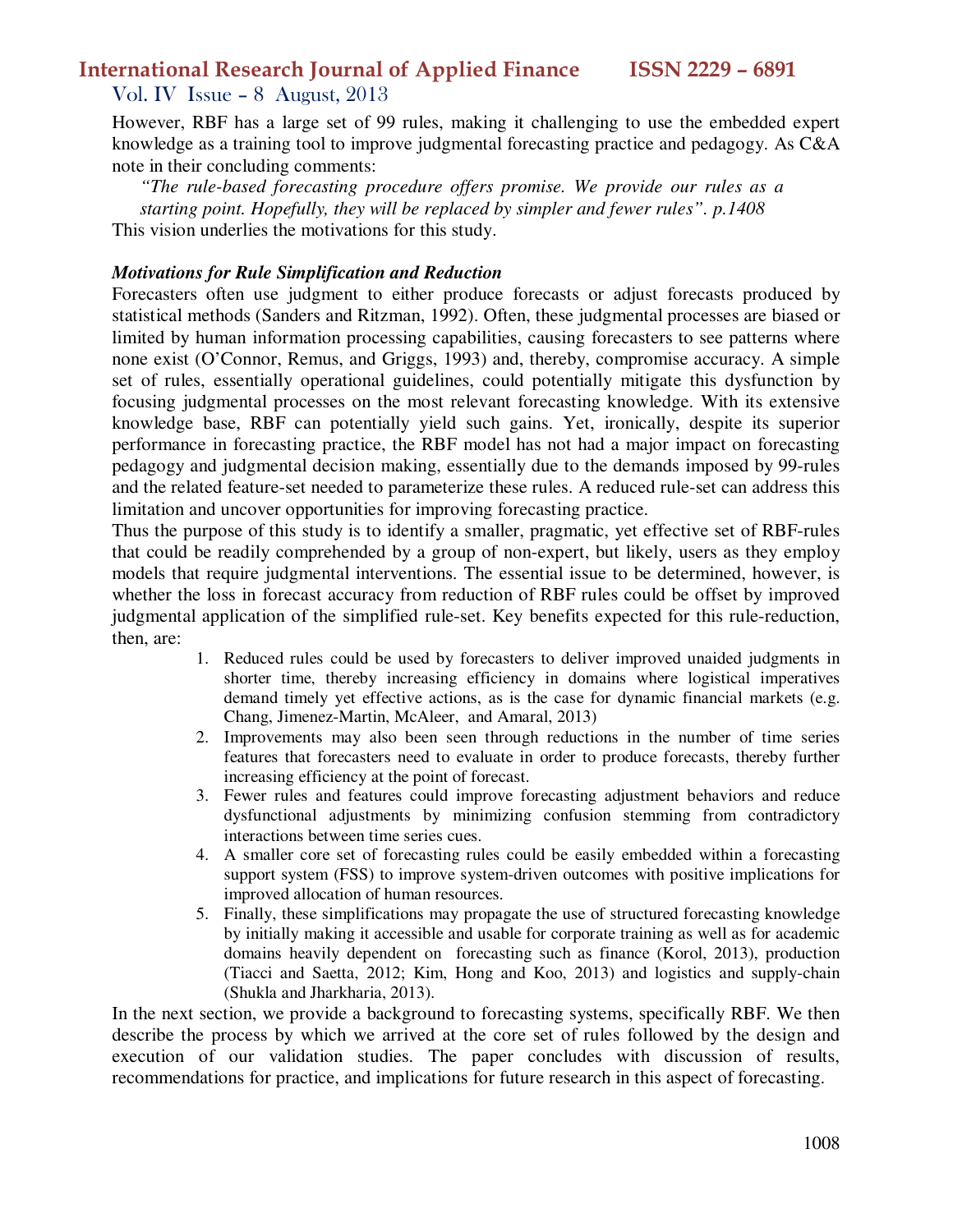However, RBF has a large set of 99 rules, making it challenging to use the embedded expert knowledge as a training tool to improve judgmental forecasting practice and pedagogy. As C&A note in their concluding comments:

> *"The rule-based forecasting procedure offers promise. We provide our rules as a starting point. Hopefully, they will be replaced by simpler and fewer rules". p.1408*

This vision underlies the motivations for this study.

***Motivations for Rule Simplification and Reduction***

Forecasters often use judgment to either produce forecasts or adjust forecasts produced by statistical methods (Sanders and Ritzman, 1992). Often, these judgmental processes are biased or limited by human information processing capabilities, causing forecasters to see patterns where none exist (O'Connor, Remus, and Griggs, 1993) and, thereby, compromise accuracy. A simple set of rules, essentially operational guidelines, could potentially mitigate this dysfunction by focusing judgmental processes on the most relevant forecasting knowledge. With its extensive knowledge base, RBF can potentially yield such gains. Yet, ironically, despite its superior performance in forecasting practice, the RBF model has not had a major impact on forecasting pedagogy and judgmental decision making, essentially due to the demands imposed by 99-rules and the related feature-set needed to parameterize these rules. A reduced rule-set can address this limitation and uncover opportunities for improving forecasting practice.

Thus the purpose of this study is to identify a smaller, pragmatic, yet effective set of RBF-rules that could be readily comprehended by a group of non-expert, but likely, users as they employ models that require judgmental interventions. The essential issue to be determined, however, is whether the loss in forecast accuracy from reduction of RBF rules could be offset by improved judgmental application of the simplified rule-set. Key benefits expected for this rule-reduction, then, are:

1. Reduced rules could be used by forecasters to deliver improved unaided judgments in shorter time, thereby increasing efficiency in domains where logistical imperatives demand timely yet effective actions, as is the case for dynamic financial markets (e.g. Chang, Jimenez-Martin, McAleer, and Amaral, 2013)
2. Improvements may also been seen through reductions in the number of time series features that forecasters need to evaluate in order to produce forecasts, thereby further increasing efficiency at the point of forecast.
3. Fewer rules and features could improve forecasting adjustment behaviors and reduce dysfunctional adjustments by minimizing confusion stemming from contradictory interactions between time series cues.
4. A smaller core set of forecasting rules could be easily embedded within a forecasting support system (FSS) to improve system-driven outcomes with positive implications for improved allocation of human resources.
5. Finally, these simplifications may propagate the use of structured forecasting knowledge by initially making it accessible and usable for corporate training as well as for academic domains heavily dependent on forecasting such as finance (Korol, 2013), production (Tiacci and Saetta, 2012; Kim, Hong and Koo, 2013) and logistics and supply-chain (Shukla and Jharkharia, 2013).

In the next section, we provide a background to forecasting systems, specifically RBF. We then describe the process by which we arrived at the core set of rules followed by the design and execution of our validation studies. The paper concludes with discussion of results, recommendations for practice, and implications for future research in this aspect of forecasting.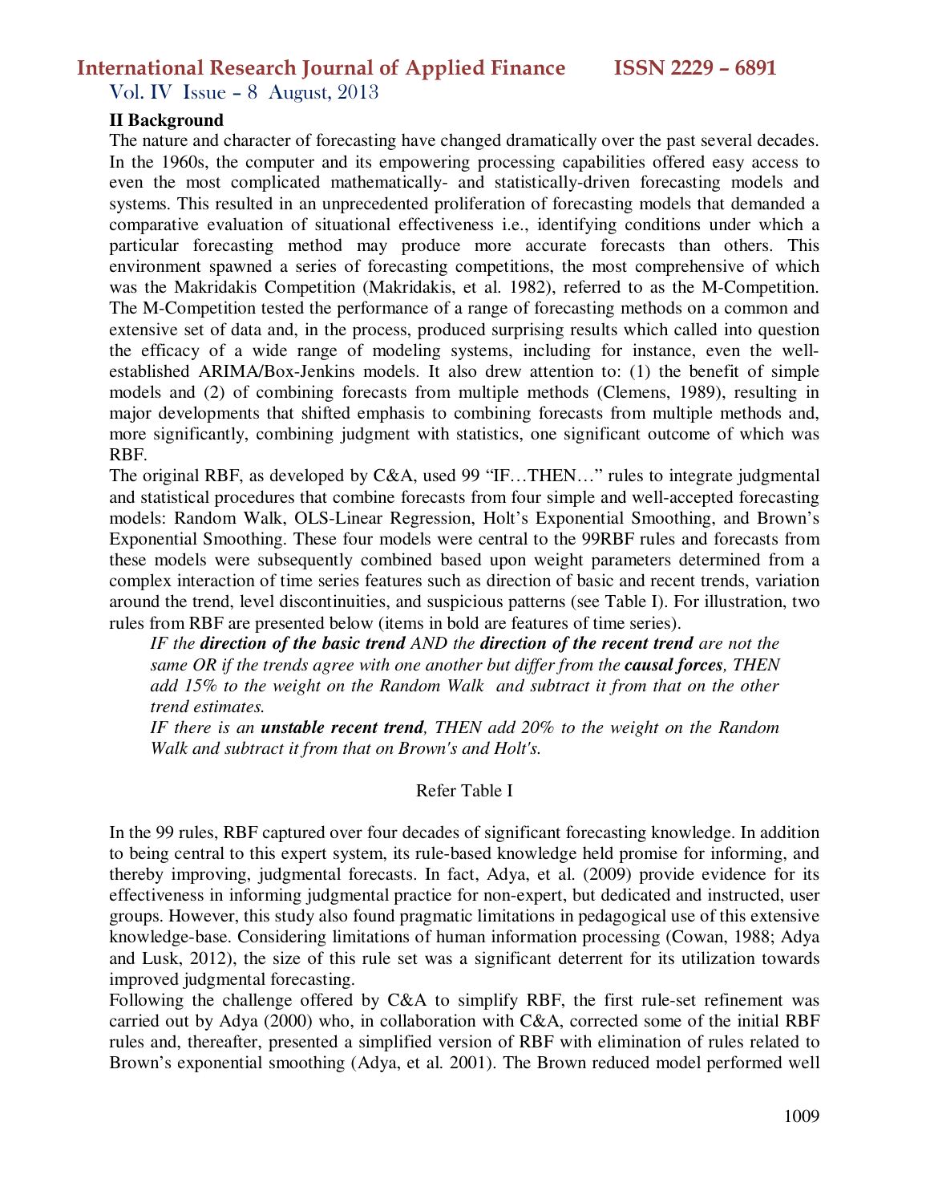## II Background

The nature and character of forecasting have changed dramatically over the past several decades. In the 1960s, the computer and its empowering processing capabilities offered easy access to even the most complicated mathematically- and statistically-driven forecasting models and systems. This resulted in an unprecedented proliferation of forecasting models that demanded a comparative evaluation of situational effectiveness i.e., identifying conditions under which a particular forecasting method may produce more accurate forecasts than others. This environment spawned a series of forecasting competitions, the most comprehensive of which was the Makridakis Competition (Makridakis, et al. 1982), referred to as the M-Competition. The M-Competition tested the performance of a range of forecasting methods on a common and extensive set of data and, in the process, produced surprising results which called into question the efficacy of a wide range of modeling systems, including for instance, even the well-established ARIMA/Box-Jenkins models. It also drew attention to: (1) the benefit of simple models and (2) of combining forecasts from multiple methods (Clemens, 1989), resulting in major developments that shifted emphasis to combining forecasts from multiple methods and, more significantly, combining judgment with statistics, one significant outcome of which was RBF.

The original RBF, as developed by C&A, used 99 "IF…THEN…" rules to integrate judgmental and statistical procedures that combine forecasts from four simple and well-accepted forecasting models: Random Walk, OLS-Linear Regression, Holt's Exponential Smoothing, and Brown's Exponential Smoothing. These four models were central to the 99RBF rules and forecasts from these models were subsequently combined based upon weight parameters determined from a complex interaction of time series features such as direction of basic and recent trends, variation around the trend, level discontinuities, and suspicious patterns (see Table I). For illustration, two rules from RBF are presented below (items in bold are features of time series).

> *IF the* ***direction of the basic trend*** *AND the* ***direction of the recent trend*** *are not the same OR if the trends agree with one another but differ from the* ***causal forces****, THEN add 15% to the weight on the Random Walk and subtract it from that on the other trend estimates.*
>
> *IF there is an* ***unstable recent trend****, THEN add 20% to the weight on the Random Walk and subtract it from that on Brown's and Holt's.*

Refer Table I

In the 99 rules, RBF captured over four decades of significant forecasting knowledge. In addition to being central to this expert system, its rule-based knowledge held promise for informing, and thereby improving, judgmental forecasts. In fact, Adya, et al. (2009) provide evidence for its effectiveness in informing judgmental practice for non-expert, but dedicated and instructed, user groups. However, this study also found pragmatic limitations in pedagogical use of this extensive knowledge-base. Considering limitations of human information processing (Cowan, 1988; Adya and Lusk, 2012), the size of this rule set was a significant deterrent for its utilization towards improved judgmental forecasting.

Following the challenge offered by C&A to simplify RBF, the first rule-set refinement was carried out by Adya (2000) who, in collaboration with C&A, corrected some of the initial RBF rules and, thereafter, presented a simplified version of RBF with elimination of rules related to Brown's exponential smoothing (Adya, et al. 2001). The Brown reduced model performed well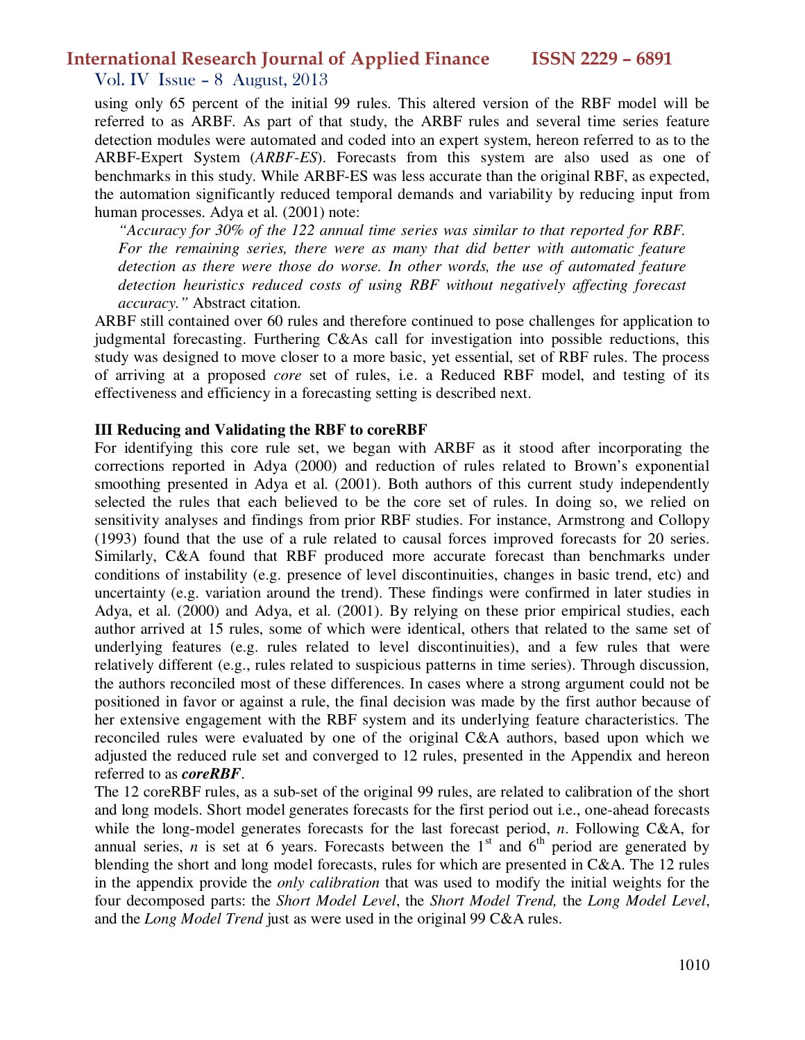using only 65 percent of the initial 99 rules. This altered version of the RBF model will be referred to as ARBF. As part of that study, the ARBF rules and several time series feature detection modules were automated and coded into an expert system, hereon referred to as to the ARBF-Expert System (*ARBF-ES*). Forecasts from this system are also used as one of benchmarks in this study. While ARBF-ES was less accurate than the original RBF, as expected, the automation significantly reduced temporal demands and variability by reducing input from human processes. Adya et al. (2001) note:

> *"Accuracy for 30% of the 122 annual time series was similar to that reported for RBF. For the remaining series, there were as many that did better with automatic feature detection as there were those do worse. In other words, the use of automated feature detection heuristics reduced costs of using RBF without negatively affecting forecast accuracy."* Abstract citation.

ARBF still contained over 60 rules and therefore continued to pose challenges for application to judgmental forecasting. Furthering C&As call for investigation into possible reductions, this study was designed to move closer to a more basic, yet essential, set of RBF rules. The process of arriving at a proposed *core* set of rules, i.e. a Reduced RBF model, and testing of its effectiveness and efficiency in a forecasting setting is described next.

### III Reducing and Validating the RBF to coreRBF

For identifying this core rule set, we began with ARBF as it stood after incorporating the corrections reported in Adya (2000) and reduction of rules related to Brown's exponential smoothing presented in Adya et al. (2001). Both authors of this current study independently selected the rules that each believed to be the core set of rules. In doing so, we relied on sensitivity analyses and findings from prior RBF studies. For instance, Armstrong and Collopy (1993) found that the use of a rule related to causal forces improved forecasts for 20 series. Similarly, C&A found that RBF produced more accurate forecast than benchmarks under conditions of instability (e.g. presence of level discontinuities, changes in basic trend, etc) and uncertainty (e.g. variation around the trend). These findings were confirmed in later studies in Adya, et al. (2000) and Adya, et al. (2001). By relying on these prior empirical studies, each author arrived at 15 rules, some of which were identical, others that related to the same set of underlying features (e.g. rules related to level discontinuities), and a few rules that were relatively different (e.g., rules related to suspicious patterns in time series). Through discussion, the authors reconciled most of these differences. In cases where a strong argument could not be positioned in favor or against a rule, the final decision was made by the first author because of her extensive engagement with the RBF system and its underlying feature characteristics. The reconciled rules were evaluated by one of the original C&A authors, based upon which we adjusted the reduced rule set and converged to 12 rules, presented in the Appendix and hereon referred to as ***coreRBF***.

The 12 coreRBF rules, as a sub-set of the original 99 rules, are related to calibration of the short and long models. Short model generates forecasts for the first period out i.e., one-ahead forecasts while the long-model generates forecasts for the last forecast period, $n$. Following C&A, for annual series, $n$ is set at 6 years. Forecasts between the 1$^{st}$ and 6$^{th}$ period are generated by blending the short and long model forecasts, rules for which are presented in C&A. The 12 rules in the appendix provide the *only calibration* that was used to modify the initial weights for the four decomposed parts: the *Short Model Level*, the *Short Model Trend,* the *Long Model Level*, and the *Long Model Trend* just as were used in the original 99 C&A rules.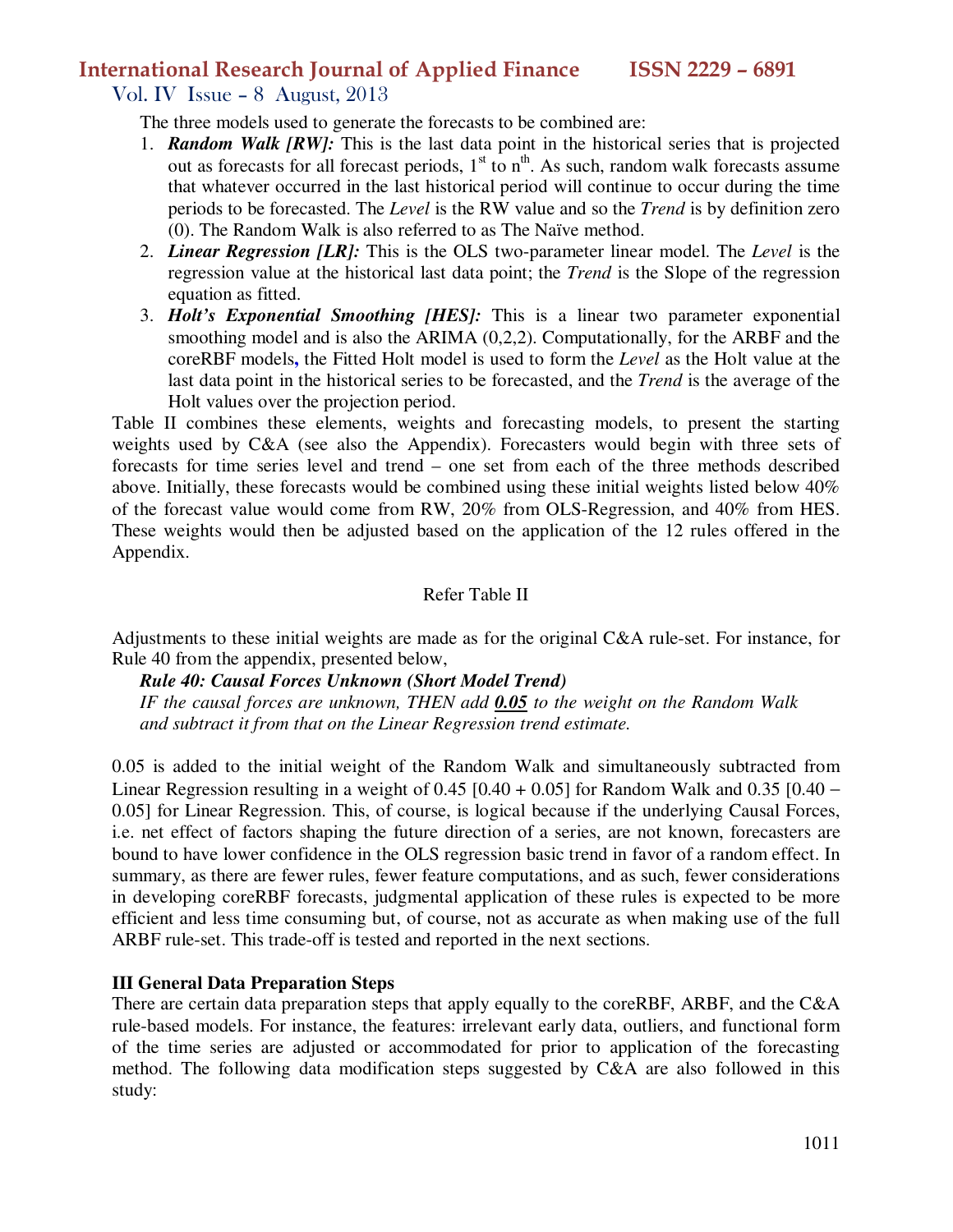The three models used to generate the forecasts to be combined are:

1. ***Random Walk [RW]:*** This is the last data point in the historical series that is projected out as forecasts for all forecast periods, 1st to nth. As such, random walk forecasts assume that whatever occurred in the last historical period will continue to occur during the time periods to be forecasted. The *Level* is the RW value and so the *Trend* is by definition zero (0). The Random Walk is also referred to as The Naïve method.
2. ***Linear Regression [LR]:*** This is the OLS two-parameter linear model. The *Level* is the regression value at the historical last data point; the *Trend* is the Slope of the regression equation as fitted.
3. ***Holt's Exponential Smoothing [HES]:*** This is a linear two parameter exponential smoothing model and is also the ARIMA (0,2,2). Computationally, for the ARBF and the coreRBF models**,** the Fitted Holt model is used to form the *Level* as the Holt value at the last data point in the historical series to be forecasted, and the *Trend* is the average of the Holt values over the projection period.

Table II combines these elements, weights and forecasting models, to present the starting weights used by C&A (see also the Appendix). Forecasters would begin with three sets of forecasts for time series level and trend – one set from each of the three methods described above. Initially, these forecasts would be combined using these initial weights listed below 40% of the forecast value would come from RW, 20% from OLS-Regression, and 40% from HES. These weights would then be adjusted based on the application of the 12 rules offered in the Appendix.

Refer Table II

Adjustments to these initial weights are made as for the original C&A rule-set. For instance, for Rule 40 from the appendix, presented below,

***Rule 40: Causal Forces Unknown (Short Model Trend)***
*IF the causal forces are unknown, THEN add **0.05** to the weight on the Random Walk and subtract it from that on the Linear Regression trend estimate.*

0.05 is added to the initial weight of the Random Walk and simultaneously subtracted from Linear Regression resulting in a weight of 0.45 [0.40 + 0.05] for Random Walk and 0.35 [0.40 – 0.05] for Linear Regression. This, of course, is logical because if the underlying Causal Forces, i.e. net effect of factors shaping the future direction of a series, are not known, forecasters are bound to have lower confidence in the OLS regression basic trend in favor of a random effect. In summary, as there are fewer rules, fewer feature computations, and as such, fewer considerations in developing coreRBF forecasts, judgmental application of these rules is expected to be more efficient and less time consuming but, of course, not as accurate as when making use of the full ARBF rule-set. This trade-off is tested and reported in the next sections.

## III General Data Preparation Steps

There are certain data preparation steps that apply equally to the coreRBF, ARBF, and the C&A rule-based models. For instance, the features: irrelevant early data, outliers, and functional form of the time series are adjusted or accommodated for prior to application of the forecasting method. The following data modification steps suggested by C&A are also followed in this study: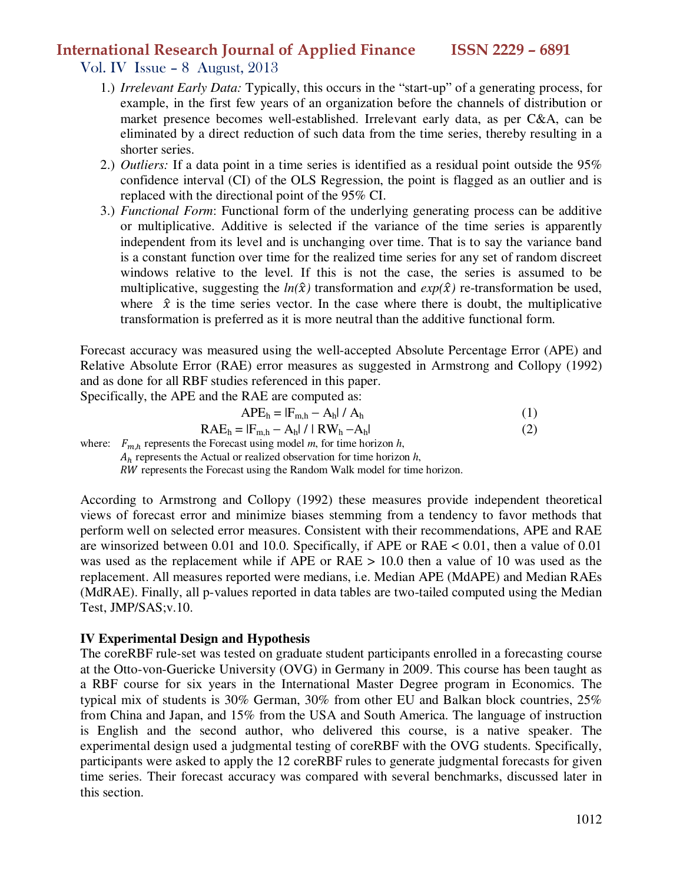1.) *Irrelevant Early Data:* Typically, this occurs in the "start-up" of a generating process, for example, in the first few years of an organization before the channels of distribution or market presence becomes well-established. Irrelevant early data, as per C&A, can be eliminated by a direct reduction of such data from the time series, thereby resulting in a shorter series.
2.) *Outliers:* If a data point in a time series is identified as a residual point outside the 95% confidence interval (CI) of the OLS Regression, the point is flagged as an outlier and is replaced with the directional point of the 95% CI.
3.) *Functional Form*: Functional form of the underlying generating process can be additive or multiplicative. Additive is selected if the variance of the time series is apparently independent from its level and is unchanging over time. That is to say the variance band is a constant function over time for the realized time series for any set of random discreet windows relative to the level. If this is not the case, the series is assumed to be multiplicative, suggesting the $ln(\hat{x})$ transformation and $exp(\hat{x})$ re-transformation be used, where $\hat{x}$ is the time series vector. In the case where there is doubt, the multiplicative transformation is preferred as it is more neutral than the additive functional form.

Forecast accuracy was measured using the well-accepted Absolute Percentage Error (APE) and Relative Absolute Error (RAE) error measures as suggested in Armstrong and Collopy (1992) and as done for all RBF studies referenced in this paper.
Specifically, the APE and the RAE are computed as:

$$APE_h = |F_{m,h} - A_h| / A_h \quad (1)$$

$$RAE_h = |F_{m,h} - A_h| / | RW_h - A_h| \quad (2)$$

where: $F_{m,h}$ represents the Forecast using model $m$, for time horizon $h$,
$A_h$ represents the Actual or realized observation for time horizon $h$,
$RW$ represents the Forecast using the Random Walk model for time horizon.

According to Armstrong and Collopy (1992) these measures provide independent theoretical views of forecast error and minimize biases stemming from a tendency to favor methods that perform well on selected error measures. Consistent with their recommendations, APE and RAE are winsorized between 0.01 and 10.0. Specifically, if APE or RAE < 0.01, then a value of 0.01 was used as the replacement while if APE or RAE > 10.0 then a value of 10 was used as the replacement. All measures reported were medians, i.e. Median APE (MdAPE) and Median RAEs (MdRAE). Finally, all p-values reported in data tables are two-tailed computed using the Median Test, JMP/SAS;v.10.

**IV Experimental Design and Hypothesis**

The coreRBF rule-set was tested on graduate student participants enrolled in a forecasting course at the Otto-von-Guericke University (OVG) in Germany in 2009. This course has been taught as a RBF course for six years in the International Master Degree program in Economics. The typical mix of students is 30% German, 30% from other EU and Balkan block countries, 25% from China and Japan, and 15% from the USA and South America. The language of instruction is English and the second author, who delivered this course, is a native speaker. The experimental design used a judgmental testing of coreRBF with the OVG students. Specifically, participants were asked to apply the 12 coreRBF rules to generate judgmental forecasts for given time series. Their forecast accuracy was compared with several benchmarks, discussed later in this section.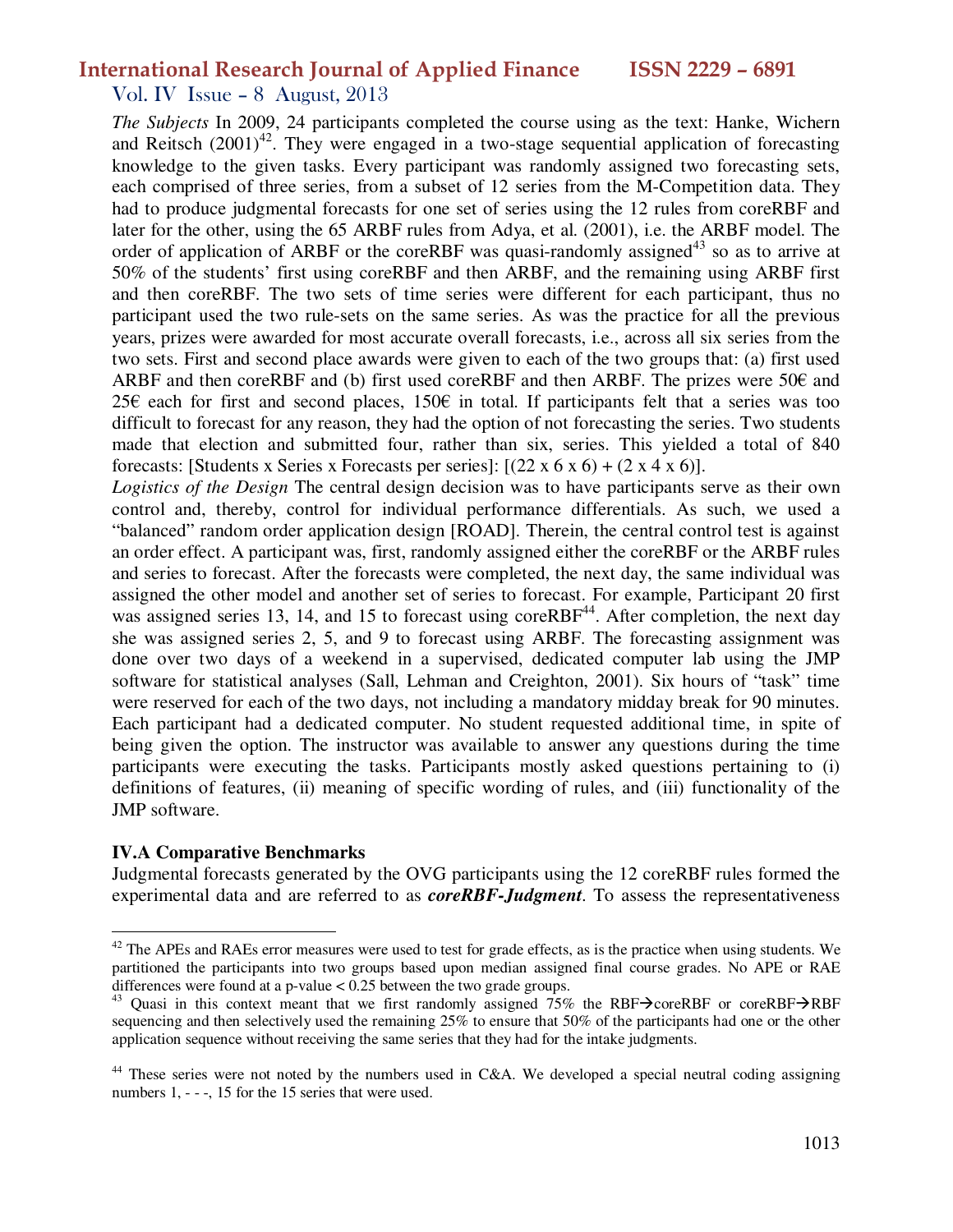*The Subjects* In 2009, 24 participants completed the course using as the text: Hanke, Wichern and Reitsch (2001)[42]. They were engaged in a two-stage sequential application of forecasting knowledge to the given tasks. Every participant was randomly assigned two forecasting sets, each comprised of three series, from a subset of 12 series from the M-Competition data. They had to produce judgmental forecasts for one set of series using the 12 rules from coreRBF and later for the other, using the 65 ARBF rules from Adya, et al. (2001), i.e. the ARBF model. The order of application of ARBF or the coreRBF was quasi-randomly assigned[43] so as to arrive at 50% of the students' first using coreRBF and then ARBF, and the remaining using ARBF first and then coreRBF. The two sets of time series were different for each participant, thus no participant used the two rule-sets on the same series. As was the practice for all the previous years, prizes were awarded for most accurate overall forecasts, i.e., across all six series from the two sets. First and second place awards were given to each of the two groups that: (a) first used ARBF and then coreRBF and (b) first used coreRBF and then ARBF. The prizes were 50€ and 25€ each for first and second places, 150€ in total. If participants felt that a series was too difficult to forecast for any reason, they had the option of not forecasting the series. Two students made that election and submitted four, rather than six, series. This yielded a total of 840 forecasts: [Students x Series x Forecasts per series]: [(22 x 6 x 6) + (2 x 4 x 6)].

*Logistics of the Design* The central design decision was to have participants serve as their own control and, thereby, control for individual performance differentials. As such, we used a "balanced" random order application design [ROAD]. Therein, the central control test is against an order effect. A participant was, first, randomly assigned either the coreRBF or the ARBF rules and series to forecast. After the forecasts were completed, the next day, the same individual was assigned the other model and another set of series to forecast. For example, Participant 20 first was assigned series 13, 14, and 15 to forecast using coreRBF[44]. After completion, the next day she was assigned series 2, 5, and 9 to forecast using ARBF. The forecasting assignment was done over two days of a weekend in a supervised, dedicated computer lab using the JMP software for statistical analyses (Sall, Lehman and Creighton, 2001). Six hours of "task" time were reserved for each of the two days, not including a mandatory midday break for 90 minutes. Each participant had a dedicated computer. No student requested additional time, in spite of being given the option. The instructor was available to answer any questions during the time participants were executing the tasks. Participants mostly asked questions pertaining to (i) definitions of features, (ii) meaning of specific wording of rules, and (iii) functionality of the JMP software.

### IV.A Comparative Benchmarks

Judgmental forecasts generated by the OVG participants using the 12 coreRBF rules formed the experimental data and are referred to as ***coreRBF-Judgment***. To assess the representativeness

---

[42] The APEs and RAEs error measures were used to test for grade effects, as is the practice when using students. We partitioned the participants into two groups based upon median assigned final course grades. No APE or RAE differences were found at a p-value < 0.25 between the two grade groups.

[43] Quasi in this context meant that we first randomly assigned 75% the RBF→coreRBF or coreRBF→RBF sequencing and then selectively used the remaining 25% to ensure that 50% of the participants had one or the other application sequence without receiving the same series that they had for the intake judgments.

[44] These series were not noted by the numbers used in C&A. We developed a special neutral coding assigning numbers 1, - - -, 15 for the 15 series that were used.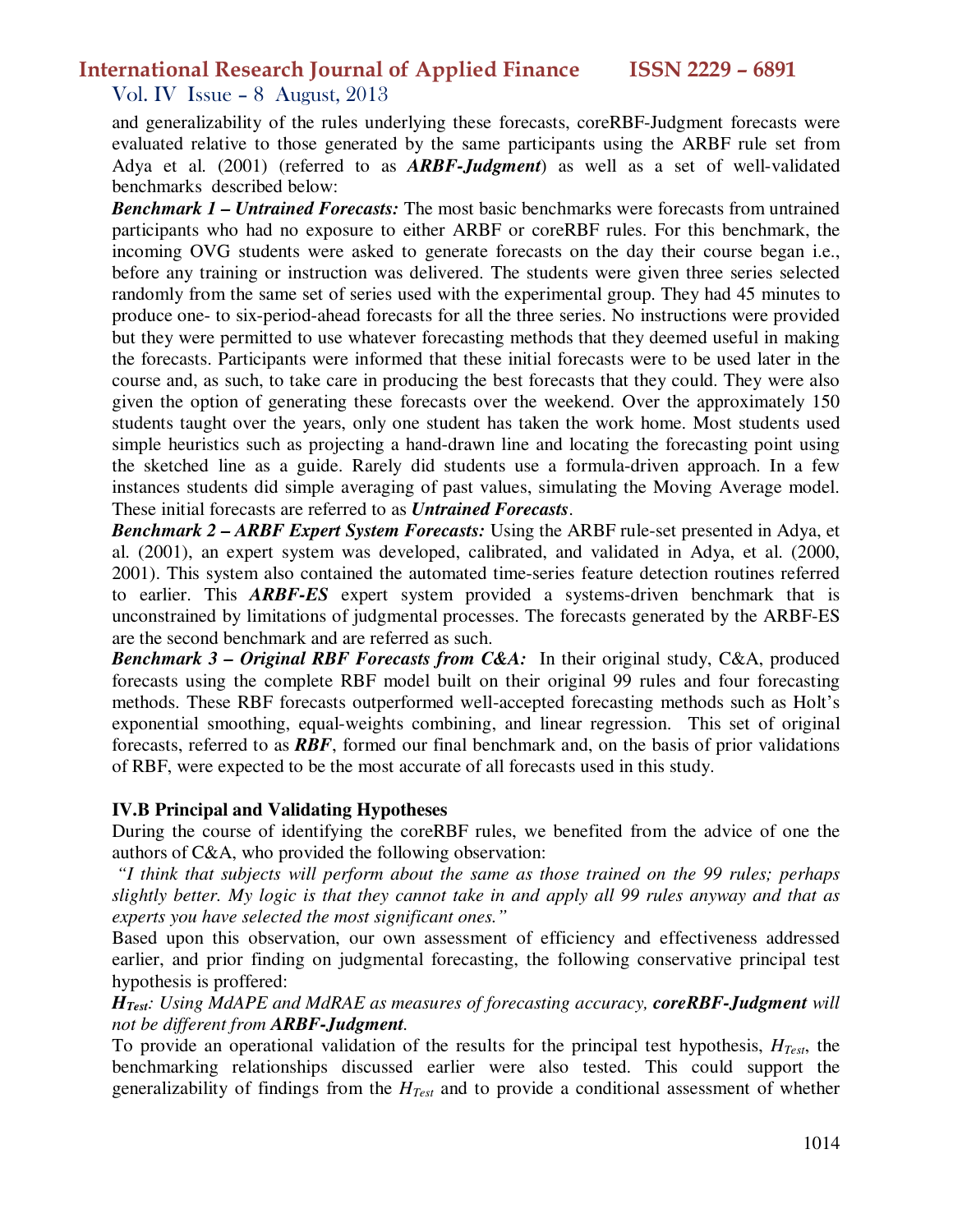and generalizability of the rules underlying these forecasts, coreRBF-Judgment forecasts were evaluated relative to those generated by the same participants using the ARBF rule set from Adya et al. (2001) (referred to as ***ARBF-Judgment***) as well as a set of well-validated benchmarks described below:

***Benchmark 1 – Untrained Forecasts:*** The most basic benchmarks were forecasts from untrained participants who had no exposure to either ARBF or coreRBF rules. For this benchmark, the incoming OVG students were asked to generate forecasts on the day their course began i.e., before any training or instruction was delivered. The students were given three series selected randomly from the same set of series used with the experimental group. They had 45 minutes to produce one- to six-period-ahead forecasts for all the three series. No instructions were provided but they were permitted to use whatever forecasting methods that they deemed useful in making the forecasts. Participants were informed that these initial forecasts were to be used later in the course and, as such, to take care in producing the best forecasts that they could. They were also given the option of generating these forecasts over the weekend. Over the approximately 150 students taught over the years, only one student has taken the work home. Most students used simple heuristics such as projecting a hand-drawn line and locating the forecasting point using the sketched line as a guide. Rarely did students use a formula-driven approach. In a few instances students did simple averaging of past values, simulating the Moving Average model. These initial forecasts are referred to as ***Untrained Forecasts***.

***Benchmark 2 – ARBF Expert System Forecasts:*** Using the ARBF rule-set presented in Adya, et al. (2001), an expert system was developed, calibrated, and validated in Adya, et al. (2000, 2001). This system also contained the automated time-series feature detection routines referred to earlier. This ***ARBF-ES*** expert system provided a systems-driven benchmark that is unconstrained by limitations of judgmental processes. The forecasts generated by the ARBF-ES are the second benchmark and are referred as such.

***Benchmark 3 – Original RBF Forecasts from C&A:*** In their original study, C&A, produced forecasts using the complete RBF model built on their original 99 rules and four forecasting methods. These RBF forecasts outperformed well-accepted forecasting methods such as Holt's exponential smoothing, equal-weights combining, and linear regression. This set of original forecasts, referred to as ***RBF***, formed our final benchmark and, on the basis of prior validations of RBF, were expected to be the most accurate of all forecasts used in this study.

**IV.B Principal and Validating Hypotheses**

During the course of identifying the coreRBF rules, we benefited from the advice of one the authors of C&A, who provided the following observation:

*"I think that subjects will perform about the same as those trained on the 99 rules; perhaps slightly better. My logic is that they cannot take in and apply all 99 rules anyway and that as experts you have selected the most significant ones."*

Based upon this observation, our own assessment of efficiency and effectiveness addressed earlier, and prior finding on judgmental forecasting, the following conservative principal test hypothesis is proffered:

***$H_{Test}$**: Using MdAPE and MdRAE as measures of forecasting accuracy,* ***coreRBF-Judgment*** *will not be different from* ***ARBF-Judgment****.*

To provide an operational validation of the results for the principal test hypothesis, $H_{Test}$, the benchmarking relationships discussed earlier were also tested. This could support the generalizability of findings from the $H_{Test}$ and to provide a conditional assessment of whether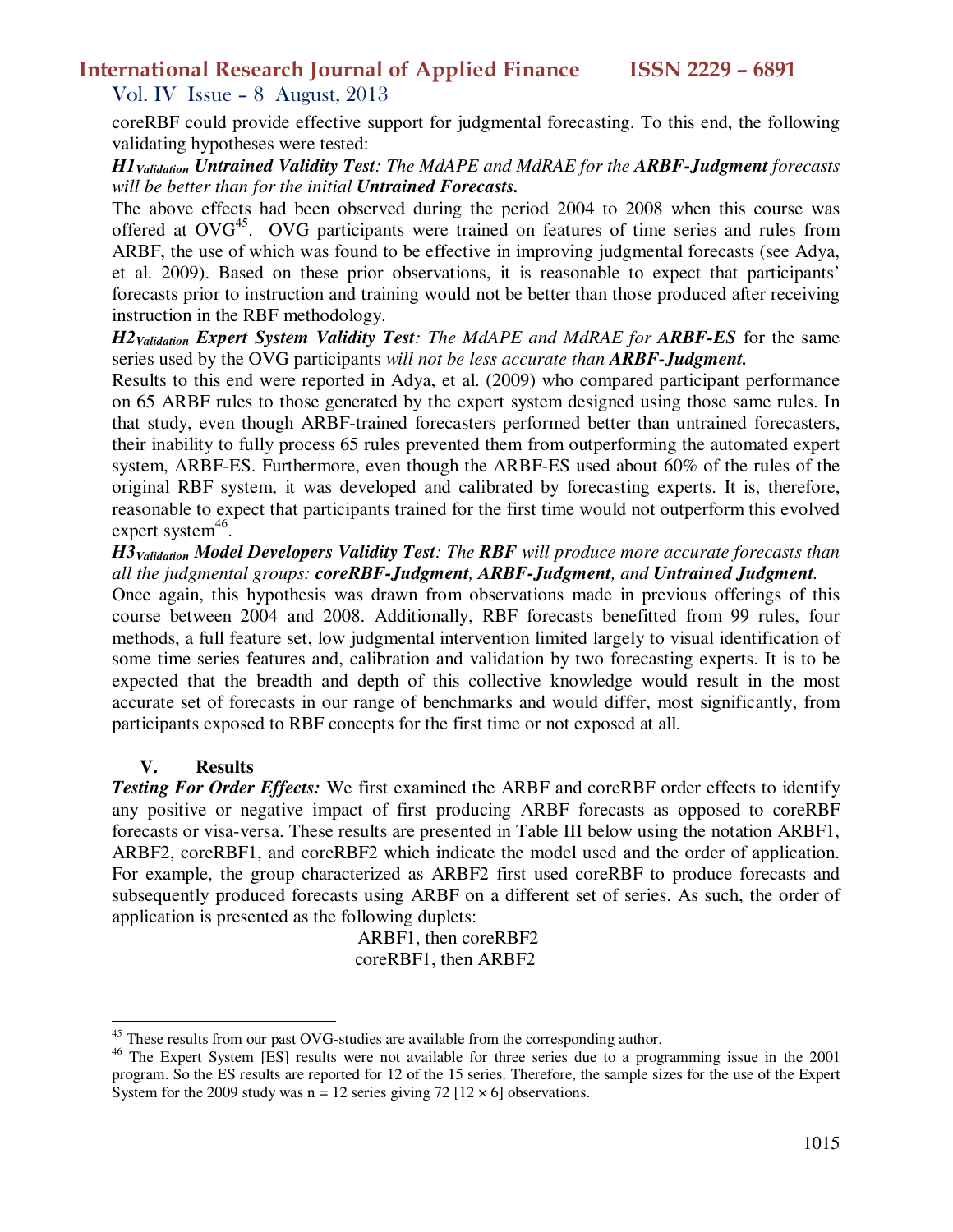coreRBF could provide effective support for judgmental forecasting. To this end, the following validating hypotheses were tested:

***H1**$_{Validation}$* ***Untrained Validity Test****: The MdAPE and MdRAE for the* ***ARBF-Judgment*** *forecasts will be better than for the initial* ***Untrained Forecasts.***

The above effects had been observed during the period 2004 to 2008 when this course was offered at OVG[45]. OVG participants were trained on features of time series and rules from ARBF, the use of which was found to be effective in improving judgmental forecasts (see Adya, et al. 2009). Based on these prior observations, it is reasonable to expect that participants' forecasts prior to instruction and training would not be better than those produced after receiving instruction in the RBF methodology.

***H2**$_{Validation}$* ***Expert System Validity Test****: The MdAPE and MdRAE for* ***ARBF-ES*** for the same series used by the OVG participants *will not be less accurate than* ***ARBF-Judgment.***

Results to this end were reported in Adya, et al. (2009) who compared participant performance on 65 ARBF rules to those generated by the expert system designed using those same rules. In that study, even though ARBF-trained forecasters performed better than untrained forecasters, their inability to fully process 65 rules prevented them from outperforming the automated expert system, ARBF-ES. Furthermore, even though the ARBF-ES used about 60% of the rules of the original RBF system, it was developed and calibrated by forecasting experts. It is, therefore, reasonable to expect that participants trained for the first time would not outperform this evolved expert system[46].

***H3**$_{Validation}$* ***Model Developers Validity Test****: The* ***RBF*** *will produce more accurate forecasts than all the judgmental groups:* ***coreRBF-Judgment****,* ***ARBF-Judgment****, and* ***Untrained Judgment****.*

Once again, this hypothesis was drawn from observations made in previous offerings of this course between 2004 and 2008. Additionally, RBF forecasts benefitted from 99 rules, four methods, a full feature set, low judgmental intervention limited largely to visual identification of some time series features and, calibration and validation by two forecasting experts. It is to be expected that the breadth and depth of this collective knowledge would result in the most accurate set of forecasts in our range of benchmarks and would differ, most significantly, from participants exposed to RBF concepts for the first time or not exposed at all.

## V. Results

***Testing For Order Effects:*** We first examined the ARBF and coreRBF order effects to identify any positive or negative impact of first producing ARBF forecasts as opposed to coreRBF forecasts or visa-versa. These results are presented in Table III below using the notation ARBF1, ARBF2, coreRBF1, and coreRBF2 which indicate the model used and the order of application. For example, the group characterized as ARBF2 first used coreRBF to produce forecasts and subsequently produced forecasts using ARBF on a different set of series. As such, the order of application is presented as the following duplets:

ARBF1, then coreRBF2

coreRBF1, then ARBF2

---

[45] These results from our past OVG-studies are available from the corresponding author.

[46] The Expert System [ES] results were not available for three series due to a programming issue in the 2001 program. So the ES results are reported for 12 of the 15 series. Therefore, the sample sizes for the use of the Expert System for the 2009 study was n = 12 series giving 72 [12 × 6] observations.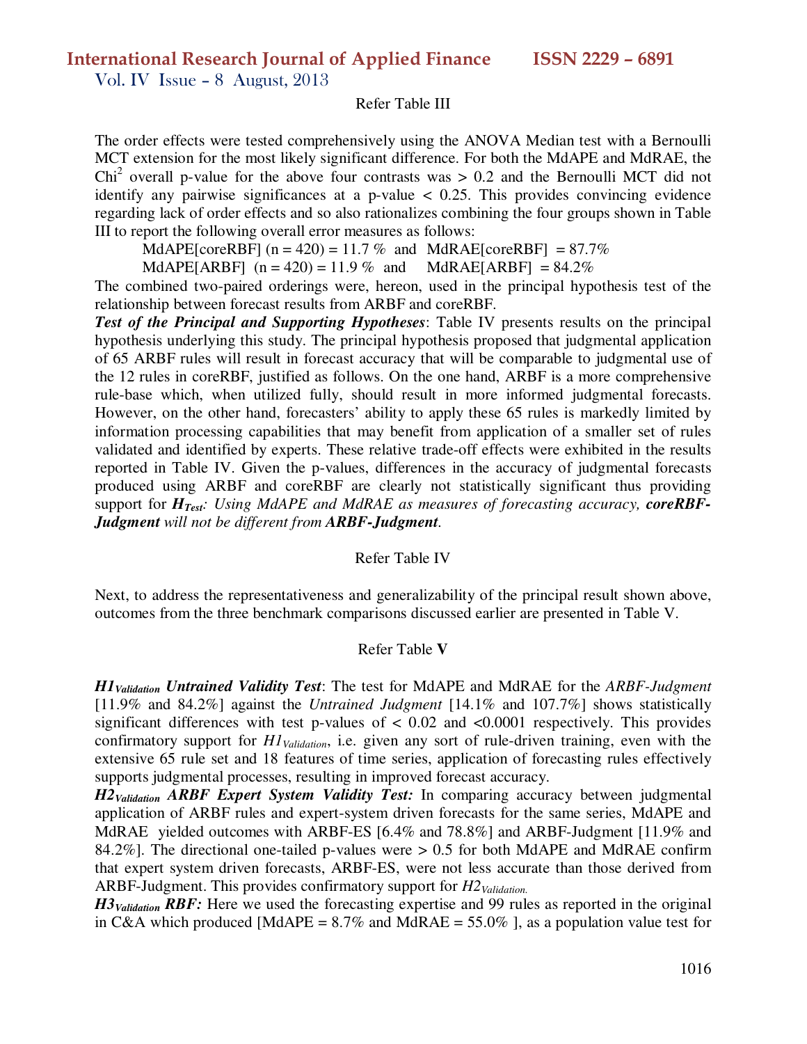Refer Table III

The order effects were tested comprehensively using the ANOVA Median test with a Bernoulli MCT extension for the most likely significant difference. For both the MdAPE and MdRAE, the $Chi^2$ overall p-value for the above four contrasts was $> 0.2$ and the Bernoulli MCT did not identify any pairwise significances at a p-value $< 0.25$. This provides convincing evidence regarding lack of order effects and so also rationalizes combining the four groups shown in Table III to report the following overall error measures as follows:

MdAPE[coreRBF] (n = 420) = 11.7 % and MdRAE[coreRBF] = 87.7%

MdAPE[ARBF] (n = 420) = 11.9 % and MdRAE[ARBF] = 84.2%

The combined two-paired orderings were, hereon, used in the principal hypothesis test of the relationship between forecast results from ARBF and coreRBF.

***Test of the Principal and Supporting Hypotheses***: Table IV presents results on the principal hypothesis underlying this study. The principal hypothesis proposed that judgmental application of 65 ARBF rules will result in forecast accuracy that will be comparable to judgmental use of the 12 rules in coreRBF, justified as follows. On the one hand, ARBF is a more comprehensive rule-base which, when utilized fully, should result in more informed judgmental forecasts. However, on the other hand, forecasters' ability to apply these 65 rules is markedly limited by information processing capabilities that may benefit from application of a smaller set of rules validated and identified by experts. These relative trade-off effects were exhibited in the results reported in Table IV. Given the p-values, differences in the accuracy of judgmental forecasts produced using ARBF and coreRBF are clearly not statistically significant thus providing support for $H_{Test}$*: Using MdAPE and MdRAE as measures of forecasting accuracy,* ***coreRBF-Judgment*** *will not be different from* ***ARBF-Judgment****.*

Refer Table IV

Next, to address the representativeness and generalizability of the principal result shown above, outcomes from the three benchmark comparisons discussed earlier are presented in Table V.

Refer Table **V**

$H1_{Validation}$ ***Untrained Validity Test***: The test for MdAPE and MdRAE for the *ARBF-Judgment* [11.9% and 84.2%] against the *Untrained Judgment* [14.1% and 107.7%] shows statistically significant differences with test p-values of $< 0.02$ and $< 0.0001$ respectively. This provides confirmatory support for $H1_{Validation}$, i.e. given any sort of rule-driven training, even with the extensive 65 rule set and 18 features of time series, application of forecasting rules effectively supports judgmental processes, resulting in improved forecast accuracy.

$H2_{Validation}$ ***ARBF Expert System Validity Test:*** In comparing accuracy between judgmental application of ARBF rules and expert-system driven forecasts for the same series, MdAPE and MdRAE yielded outcomes with ARBF-ES [6.4% and 78.8%] and ARBF-Judgment [11.9% and 84.2%]. The directional one-tailed p-values were $> 0.5$ for both MdAPE and MdRAE confirm that expert system driven forecasts, ARBF-ES, were not less accurate than those derived from ARBF-Judgment. This provides confirmatory support for $H2_{Validation.}$

$H3_{Validation}$ ***RBF:*** Here we used the forecasting expertise and 99 rules as reported in the original in C&A which produced [MdAPE = 8.7% and MdRAE = 55.0% ], as a population value test for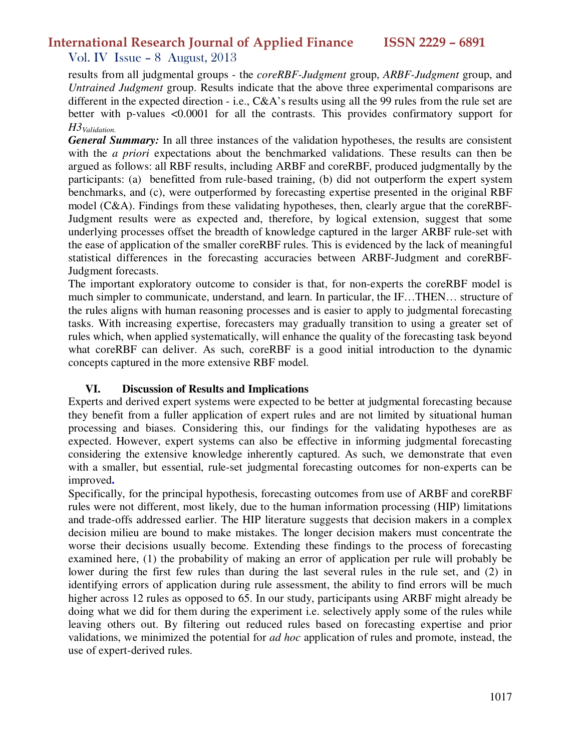results from all judgmental groups - the *coreRBF-Judgment* group, *ARBF-Judgment* group, and *Untrained Judgment* group. Results indicate that the above three experimental comparisons are different in the expected direction - i.e., C&A's results using all the 99 rules from the rule set are better with p-values <0.0001 for all the contrasts. This provides confirmatory support for $H3_{Validation.}$

***General Summary:*** In all three instances of the validation hypotheses, the results are consistent with the *a priori* expectations about the benchmarked validations. These results can then be argued as follows: all RBF results, including ARBF and coreRBF, produced judgmentally by the participants: (a) benefitted from rule-based training, (b) did not outperform the expert system benchmarks, and (c), were outperformed by forecasting expertise presented in the original RBF model (C&A). Findings from these validating hypotheses, then, clearly argue that the coreRBF-Judgment results were as expected and, therefore, by logical extension, suggest that some underlying processes offset the breadth of knowledge captured in the larger ARBF rule-set with the ease of application of the smaller coreRBF rules. This is evidenced by the lack of meaningful statistical differences in the forecasting accuracies between ARBF-Judgment and coreRBF-Judgment forecasts.

The important exploratory outcome to consider is that, for non-experts the coreRBF model is much simpler to communicate, understand, and learn. In particular, the IF…THEN… structure of the rules aligns with human reasoning processes and is easier to apply to judgmental forecasting tasks. With increasing expertise, forecasters may gradually transition to using a greater set of rules which, when applied systematically, will enhance the quality of the forecasting task beyond what coreRBF can deliver. As such, coreRBF is a good initial introduction to the dynamic concepts captured in the more extensive RBF model.

## VI. Discussion of Results and Implications

Experts and derived expert systems were expected to be better at judgmental forecasting because they benefit from a fuller application of expert rules and are not limited by situational human processing and biases. Considering this, our findings for the validating hypotheses are as expected. However, expert systems can also be effective in informing judgmental forecasting considering the extensive knowledge inherently captured. As such, we demonstrate that even with a smaller, but essential, rule-set judgmental forecasting outcomes for non-experts can be improved.

Specifically, for the principal hypothesis, forecasting outcomes from use of ARBF and coreRBF rules were not different, most likely, due to the human information processing (HIP) limitations and trade-offs addressed earlier. The HIP literature suggests that decision makers in a complex decision milieu are bound to make mistakes. The longer decision makers must concentrate the worse their decisions usually become. Extending these findings to the process of forecasting examined here, (1) the probability of making an error of application per rule will probably be lower during the first few rules than during the last several rules in the rule set, and (2) in identifying errors of application during rule assessment, the ability to find errors will be much higher across 12 rules as opposed to 65. In our study, participants using ARBF might already be doing what we did for them during the experiment i.e. selectively apply some of the rules while leaving others out. By filtering out reduced rules based on forecasting expertise and prior validations, we minimized the potential for *ad hoc* application of rules and promote, instead, the use of expert-derived rules.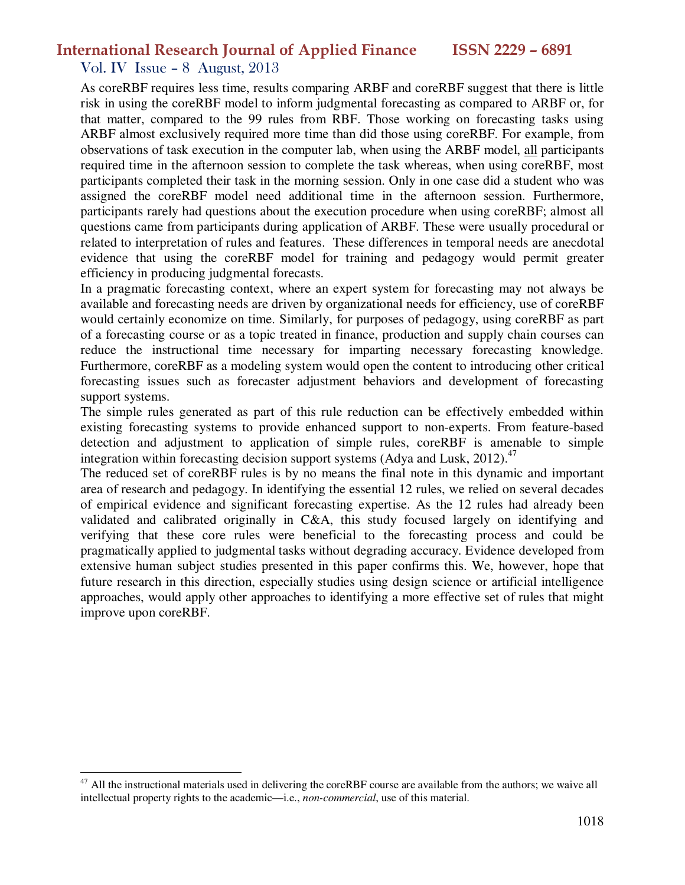As coreRBF requires less time, results comparing ARBF and coreRBF suggest that there is little risk in using the coreRBF model to inform judgmental forecasting as compared to ARBF or, for that matter, compared to the 99 rules from RBF. Those working on forecasting tasks using ARBF almost exclusively required more time than did those using coreRBF. For example, from observations of task execution in the computer lab, when using the ARBF model, all participants required time in the afternoon session to complete the task whereas, when using coreRBF, most participants completed their task in the morning session. Only in one case did a student who was assigned the coreRBF model need additional time in the afternoon session. Furthermore, participants rarely had questions about the execution procedure when using coreRBF; almost all questions came from participants during application of ARBF. These were usually procedural or related to interpretation of rules and features. These differences in temporal needs are anecdotal evidence that using the coreRBF model for training and pedagogy would permit greater efficiency in producing judgmental forecasts.

In a pragmatic forecasting context, where an expert system for forecasting may not always be available and forecasting needs are driven by organizational needs for efficiency, use of coreRBF would certainly economize on time. Similarly, for purposes of pedagogy, using coreRBF as part of a forecasting course or as a topic treated in finance, production and supply chain courses can reduce the instructional time necessary for imparting necessary forecasting knowledge. Furthermore, coreRBF as a modeling system would open the content to introducing other critical forecasting issues such as forecaster adjustment behaviors and development of forecasting support systems.

The simple rules generated as part of this rule reduction can be effectively embedded within existing forecasting systems to provide enhanced support to non-experts. From feature-based detection and adjustment to application of simple rules, coreRBF is amenable to simple integration within forecasting decision support systems (Adya and Lusk, 2012).[47]

The reduced set of coreRBF rules is by no means the final note in this dynamic and important area of research and pedagogy. In identifying the essential 12 rules, we relied on several decades of empirical evidence and significant forecasting expertise. As the 12 rules had already been validated and calibrated originally in C&A, this study focused largely on identifying and verifying that these core rules were beneficial to the forecasting process and could be pragmatically applied to judgmental tasks without degrading accuracy. Evidence developed from extensive human subject studies presented in this paper confirms this. We, however, hope that future research in this direction, especially studies using design science or artificial intelligence approaches, would apply other approaches to identifying a more effective set of rules that might improve upon coreRBF.

---

[47] All the instructional materials used in delivering the coreRBF course are available from the authors; we waive all intellectual property rights to the academic—i.e., *non-commercial*, use of this material.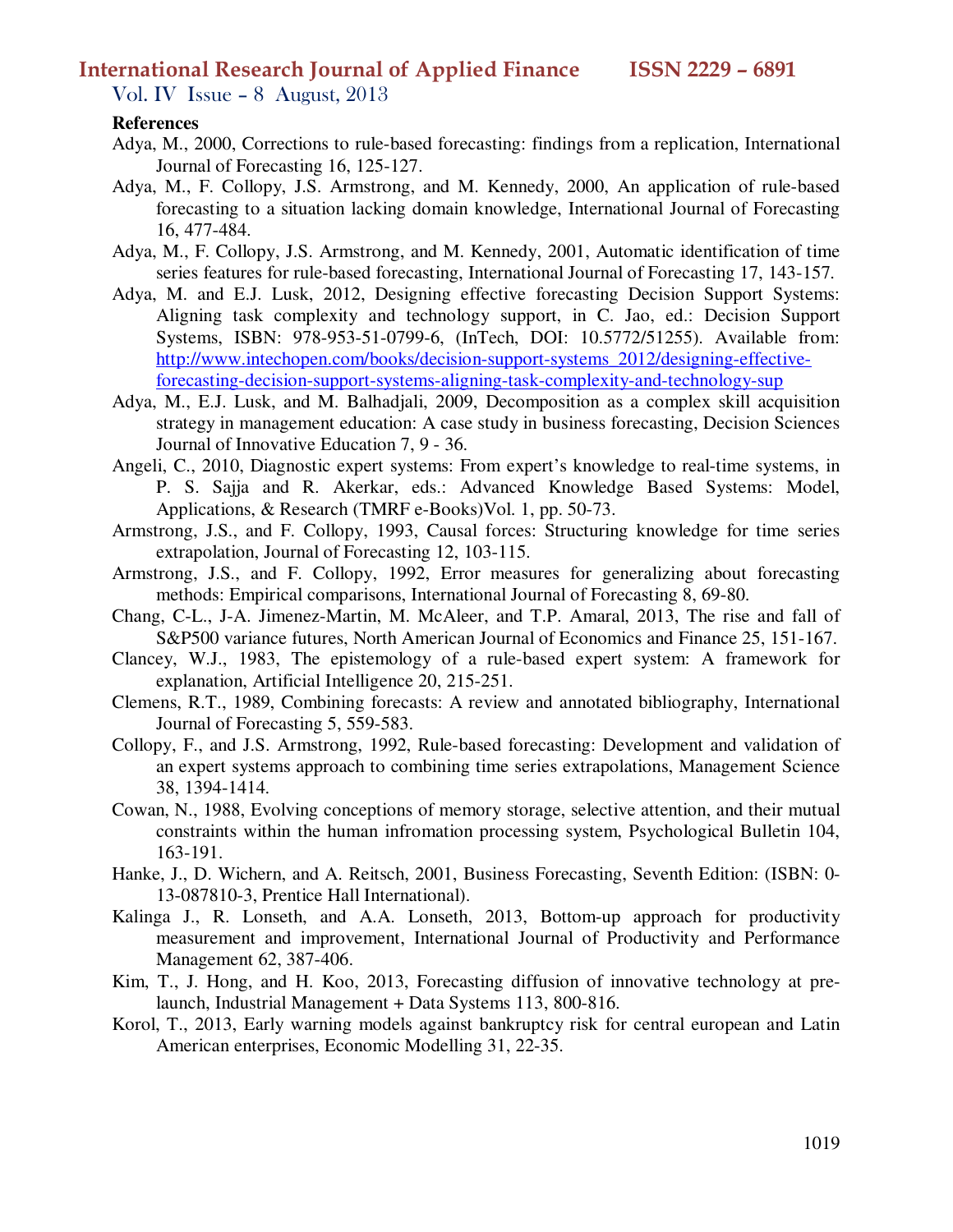**References**

Adya, M., 2000, Corrections to rule-based forecasting: findings from a replication, International Journal of Forecasting 16, 125-127.

Adya, M., F. Collopy, J.S. Armstrong, and M. Kennedy, 2000, An application of rule-based forecasting to a situation lacking domain knowledge, International Journal of Forecasting 16, 477-484.

Adya, M., F. Collopy, J.S. Armstrong, and M. Kennedy, 2001, Automatic identification of time series features for rule-based forecasting, International Journal of Forecasting 17, 143-157.

Adya, M. and E.J. Lusk, 2012, Designing effective forecasting Decision Support Systems: Aligning task complexity and technology support, in C. Jao, ed.: Decision Support Systems, ISBN: 978-953-51-0799-6, (InTech, DOI: 10.5772/51255). Available from: http://www.intechopen.com/books/decision-support-systems_2012/designing-effective-forecasting-decision-support-systems-aligning-task-complexity-and-technology-sup

Adya, M., E.J. Lusk, and M. Balhadjali, 2009, Decomposition as a complex skill acquisition strategy in management education: A case study in business forecasting, Decision Sciences Journal of Innovative Education 7, 9 - 36.

Angeli, C., 2010, Diagnostic expert systems: From expert's knowledge to real-time systems, in P. S. Sajja and R. Akerkar, eds.: Advanced Knowledge Based Systems: Model, Applications, & Research (TMRF e-Books)Vol. 1, pp. 50-73.

Armstrong, J.S., and F. Collopy, 1993, Causal forces: Structuring knowledge for time series extrapolation, Journal of Forecasting 12, 103-115.

Armstrong, J.S., and F. Collopy, 1992, Error measures for generalizing about forecasting methods: Empirical comparisons, International Journal of Forecasting 8, 69-80.

Chang, C-L., J-A. Jimenez-Martin, M. McAleer, and T.P. Amaral, 2013, The rise and fall of S&P500 variance futures, North American Journal of Economics and Finance 25, 151-167.

Clancey, W.J., 1983, The epistemology of a rule-based expert system: A framework for explanation, Artificial Intelligence 20, 215-251.

Clemens, R.T., 1989, Combining forecasts: A review and annotated bibliography, International Journal of Forecasting 5, 559-583.

Collopy, F., and J.S. Armstrong, 1992, Rule-based forecasting: Development and validation of an expert systems approach to combining time series extrapolations, Management Science 38, 1394-1414.

Cowan, N., 1988, Evolving conceptions of memory storage, selective attention, and their mutual constraints within the human infromation processing system, Psychological Bulletin 104, 163-191.

Hanke, J., D. Wichern, and A. Reitsch, 2001, Business Forecasting, Seventh Edition: (ISBN: 0-13-087810-3, Prentice Hall International).

Kalinga J., R. Lonseth, and A.A. Lonseth, 2013, Bottom-up approach for productivity measurement and improvement, International Journal of Productivity and Performance Management 62, 387-406.

Kim, T., J. Hong, and H. Koo, 2013, Forecasting diffusion of innovative technology at pre-launch, Industrial Management + Data Systems 113, 800-816.

Korol, T., 2013, Early warning models against bankruptcy risk for central european and Latin American enterprises, Economic Modelling 31, 22-35.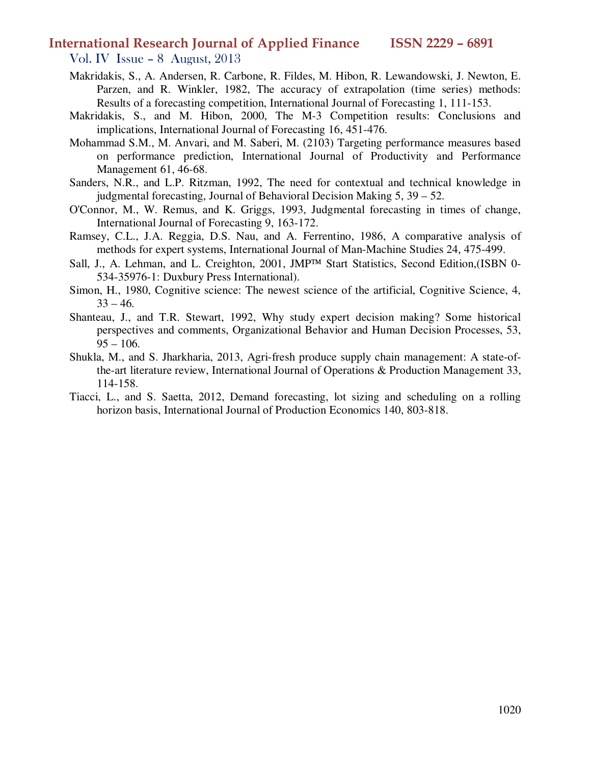Makridakis, S., A. Andersen, R. Carbone, R. Fildes, M. Hibon, R. Lewandowski, J. Newton, E. Parzen, and R. Winkler, 1982, The accuracy of extrapolation (time series) methods: Results of a forecasting competition, International Journal of Forecasting 1, 111-153.

Makridakis, S., and M. Hibon, 2000, The M-3 Competition results: Conclusions and implications, International Journal of Forecasting 16, 451-476.

Mohammad S.M., M. Anvari, and M. Saberi, M. (2103) Targeting performance measures based on performance prediction, International Journal of Productivity and Performance Management 61, 46-68.

Sanders, N.R., and L.P. Ritzman, 1992, The need for contextual and technical knowledge in judgmental forecasting, Journal of Behavioral Decision Making 5, 39 – 52.

O'Connor, M., W. Remus, and K. Griggs, 1993, Judgmental forecasting in times of change, International Journal of Forecasting 9, 163-172.

Ramsey, C.L., J.A. Reggia, D.S. Nau, and A. Ferrentino, 1986, A comparative analysis of methods for expert systems, International Journal of Man-Machine Studies 24, 475-499.

Sall, J., A. Lehman, and L. Creighton, 2001, JMP™ Start Statistics, Second Edition,(ISBN 0-534-35976-1: Duxbury Press International).

Simon, H., 1980, Cognitive science: The newest science of the artificial, Cognitive Science, 4, 33 – 46.

Shanteau, J., and T.R. Stewart, 1992, Why study expert decision making? Some historical perspectives and comments, Organizational Behavior and Human Decision Processes, 53, 95 – 106.

Shukla, M., and S. Jharkharia, 2013, Agri-fresh produce supply chain management: A state-of-the-art literature review, International Journal of Operations & Production Management 33, 114-158.

Tiacci, L., and S. Saetta, 2012, Demand forecasting, lot sizing and scheduling on a rolling horizon basis, International Journal of Production Economics 140, 803-818.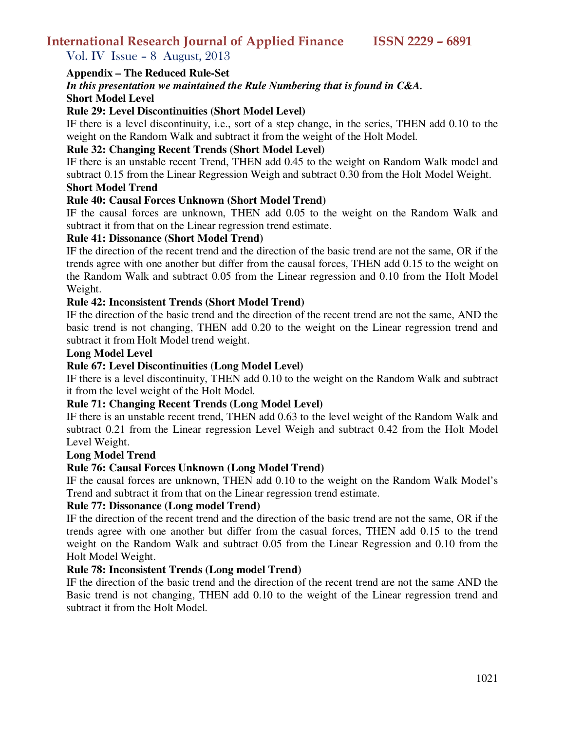## Appendix – The Reduced Rule-Set

***In this presentation we maintained the Rule Numbering that is found in C&A.***

### Short Model Level

**Rule 29: Level Discontinuities (Short Model Level)**

IF there is a level discontinuity, i.e., sort of a step change, in the series, THEN add 0.10 to the weight on the Random Walk and subtract it from the weight of the Holt Model.

**Rule 32: Changing Recent Trends (Short Model Level)**

IF there is an unstable recent Trend, THEN add 0.45 to the weight on Random Walk model and subtract 0.15 from the Linear Regression Weigh and subtract 0.30 from the Holt Model Weight.

### Short Model Trend

**Rule 40: Causal Forces Unknown (Short Model Trend)**

IF the causal forces are unknown, THEN add 0.05 to the weight on the Random Walk and subtract it from that on the Linear regression trend estimate.

**Rule 41: Dissonance (Short Model Trend)**

IF the direction of the recent trend and the direction of the basic trend are not the same, OR if the trends agree with one another but differ from the causal forces, THEN add 0.15 to the weight on the Random Walk and subtract 0.05 from the Linear regression and 0.10 from the Holt Model Weight.

**Rule 42: Inconsistent Trends (Short Model Trend)**

IF the direction of the basic trend and the direction of the recent trend are not the same, AND the basic trend is not changing, THEN add 0.20 to the weight on the Linear regression trend and subtract it from Holt Model trend weight.

### Long Model Level

**Rule 67: Level Discontinuities (Long Model Level)**

IF there is a level discontinuity, THEN add 0.10 to the weight on the Random Walk and subtract it from the level weight of the Holt Model.

**Rule 71: Changing Recent Trends (Long Model Level)**

IF there is an unstable recent trend, THEN add 0.63 to the level weight of the Random Walk and subtract 0.21 from the Linear regression Level Weigh and subtract 0.42 from the Holt Model Level Weight.

### Long Model Trend

**Rule 76: Causal Forces Unknown (Long Model Trend)**

IF the causal forces are unknown, THEN add 0.10 to the weight on the Random Walk Model's Trend and subtract it from that on the Linear regression trend estimate.

**Rule 77: Dissonance (Long model Trend)**

IF the direction of the recent trend and the direction of the basic trend are not the same, OR if the trends agree with one another but differ from the casual forces, THEN add 0.15 to the trend weight on the Random Walk and subtract 0.05 from the Linear Regression and 0.10 from the Holt Model Weight.

**Rule 78: Inconsistent Trends (Long model Trend)**

IF the direction of the basic trend and the direction of the recent trend are not the same AND the Basic trend is not changing, THEN add 0.10 to the weight of the Linear regression trend and subtract it from the Holt Model.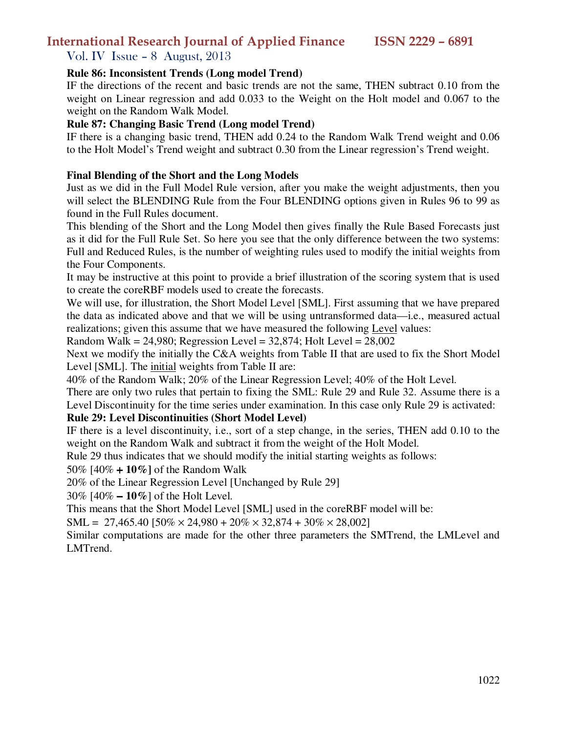**Rule 86: Inconsistent Trends (Long model Trend)**

IF the directions of the recent and basic trends are not the same, THEN subtract 0.10 from the weight on Linear regression and add 0.033 to the Weight on the Holt model and 0.067 to the weight on the Random Walk Model.

**Rule 87: Changing Basic Trend (Long model Trend)**

IF there is a changing basic trend, THEN add 0.24 to the Random Walk Trend weight and 0.06 to the Holt Model's Trend weight and subtract 0.30 from the Linear regression's Trend weight.

**Final Blending of the Short and the Long Models**

Just as we did in the Full Model Rule version, after you make the weight adjustments, then you will select the BLENDING Rule from the Four BLENDING options given in Rules 96 to 99 as found in the Full Rules document.

This blending of the Short and the Long Model then gives finally the Rule Based Forecasts just as it did for the Full Rule Set. So here you see that the only difference between the two systems: Full and Reduced Rules, is the number of weighting rules used to modify the initial weights from the Four Components.

It may be instructive at this point to provide a brief illustration of the scoring system that is used to create the coreRBF models used to create the forecasts.

We will use, for illustration, the Short Model Level [SML]. First assuming that we have prepared the data as indicated above and that we will be using untransformed data—i.e., measured actual realizations; given this assume that we have measured the following Level values:

Random Walk = 24,980; Regression Level = 32,874; Holt Level = 28,002

Next we modify the initially the C&A weights from Table II that are used to fix the Short Model Level [SML]. The initial weights from Table II are:

40% of the Random Walk; 20% of the Linear Regression Level; 40% of the Holt Level.

There are only two rules that pertain to fixing the SML: Rule 29 and Rule 32. Assume there is a Level Discontinuity for the time series under examination. In this case only Rule 29 is activated:

**Rule 29: Level Discontinuities (Short Model Level)**

IF there is a level discontinuity, i.e., sort of a step change, in the series, THEN add 0.10 to the weight on the Random Walk and subtract it from the weight of the Holt Model.

Rule 29 thus indicates that we should modify the initial starting weights as follows:

50% [40% **+ 10%**] of the Random Walk

20% of the Linear Regression Level [Unchanged by Rule 29]

30% [40% **– 10%**] of the Holt Level.

This means that the Short Model Level [SML] used in the coreRBF model will be:

SML = 27,465.40 [$50\% \times 24{,}980 + 20\% \times 32{,}874 + 30\% \times 28{,}002$]

Similar computations are made for the other three parameters the SMTrend, the LMLevel and LMTrend.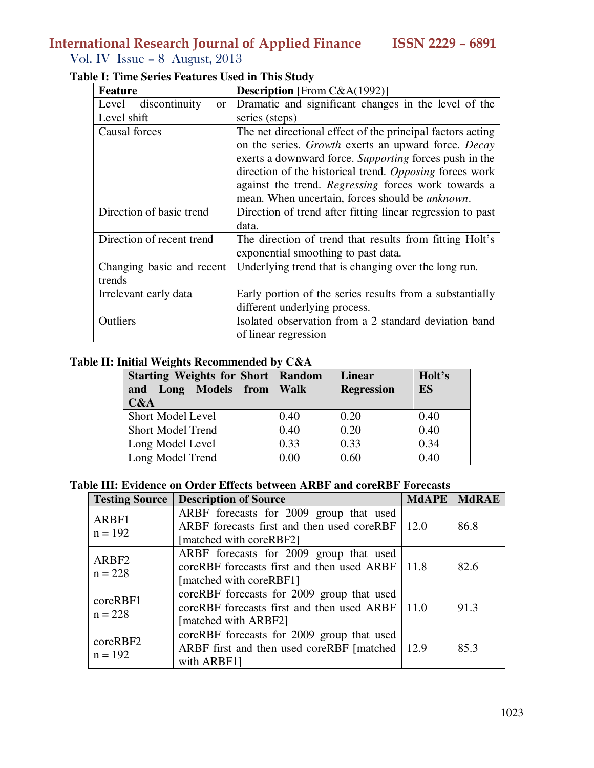**Table I: Time Series Features Used in This Study**

| Feature | Description [From C&A(1992)] |
|---|---|
| Level discontinuity or Level shift | Dramatic and significant changes in the level of the series (steps) |
| Causal forces | The net directional effect of the principal factors acting on the series. *Growth* exerts an upward force. *Decay* exerts a downward force. *Supporting* forces push in the direction of the historical trend. *Opposing* forces work against the trend. *Regressing* forces work towards a mean. When uncertain, forces should be *unknown*. |
| Direction of basic trend | Direction of trend after fitting linear regression to past data. |
| Direction of recent trend | The direction of trend that results from fitting Holt's exponential smoothing to past data. |
| Changing basic and recent trends | Underlying trend that is changing over the long run. |
| Irrelevant early data | Early portion of the series results from a substantially different underlying process. |
| Outliers | Isolated observation from a 2 standard deviation band of linear regression |

**Table II: Initial Weights Recommended by C&A**

| Starting Weights for Short and Long Models from C&A | Random Walk | Linear Regression | Holt's ES |
|---|---|---|---|
| Short Model Level | 0.40 | 0.20 | 0.40 |
| Short Model Trend | 0.40 | 0.20 | 0.40 |
| Long Model Level | 0.33 | 0.33 | 0.34 |
| Long Model Trend | 0.00 | 0.60 | 0.40 |

**Table III: Evidence on Order Effects between ARBF and coreRBF Forecasts**

| Testing Source | Description of Source | MdAPE | MdRAE |
|---|---|---|---|
| ARBF1 n = 192 | ARBF forecasts for 2009 group that used ARBF forecasts first and then used coreRBF [matched with coreRBF2] | 12.0 | 86.8 |
| ARBF2 n = 228 | ARBF forecasts for 2009 group that used coreRBF forecasts first and then used ARBF [matched with coreRBF1] | 11.8 | 82.6 |
| coreRBF1 n = 228 | coreRBF forecasts for 2009 group that used coreRBF forecasts first and then used ARBF [matched with ARBF2] | 11.0 | 91.3 |
| coreRBF2 n = 192 | coreRBF forecasts for 2009 group that used ARBF first and then used coreRBF [matched with ARBF1] | 12.9 | 85.3 |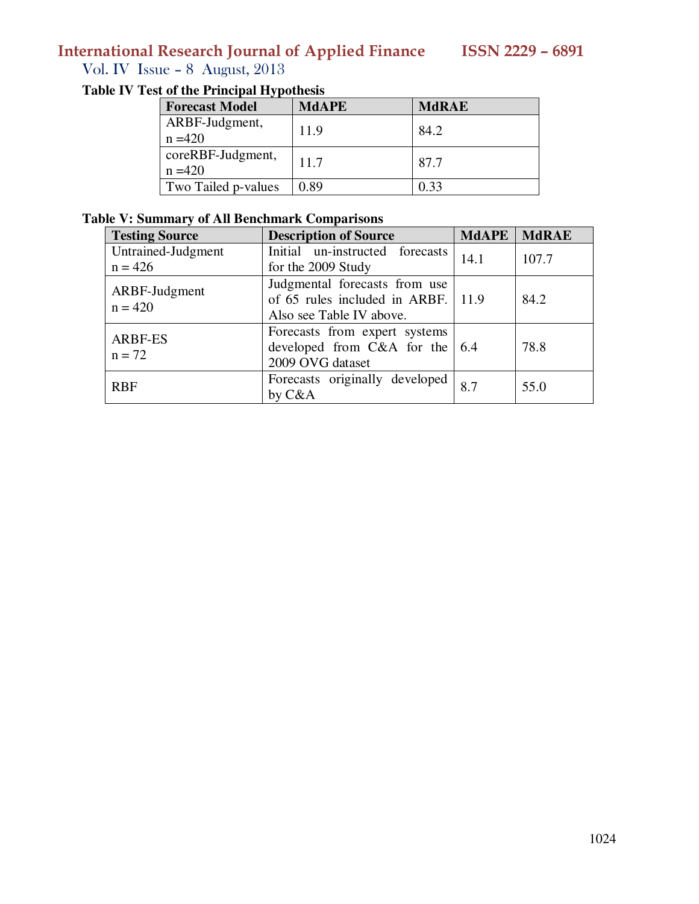**Table IV Test of the Principal Hypothesis**

| Forecast Model | MdAPE | MdRAE |
|---|---|---|
| ARBF-Judgment, n =420 | 11.9 | 84.2 |
| coreRBF-Judgment, n =420 | 11.7 | 87.7 |
| Two Tailed p-values | 0.89 | 0.33 |

**Table V: Summary of All Benchmark Comparisons**

| Testing Source | Description of Source | MdAPE | MdRAE |
|---|---|---|---|
| Untrained-Judgment n = 426 | Initial un-instructed forecasts for the 2009 Study | 14.1 | 107.7 |
| ARBF-Judgment n = 420 | Judgmental forecasts from use of 65 rules included in ARBF. Also see Table IV above. | 11.9 | 84.2 |
| ARBF-ES n = 72 | Forecasts from expert systems developed from C&A for the 2009 OVG dataset | 6.4 | 78.8 |
| RBF | Forecasts originally developed by C&A | 8.7 | 55.0 |